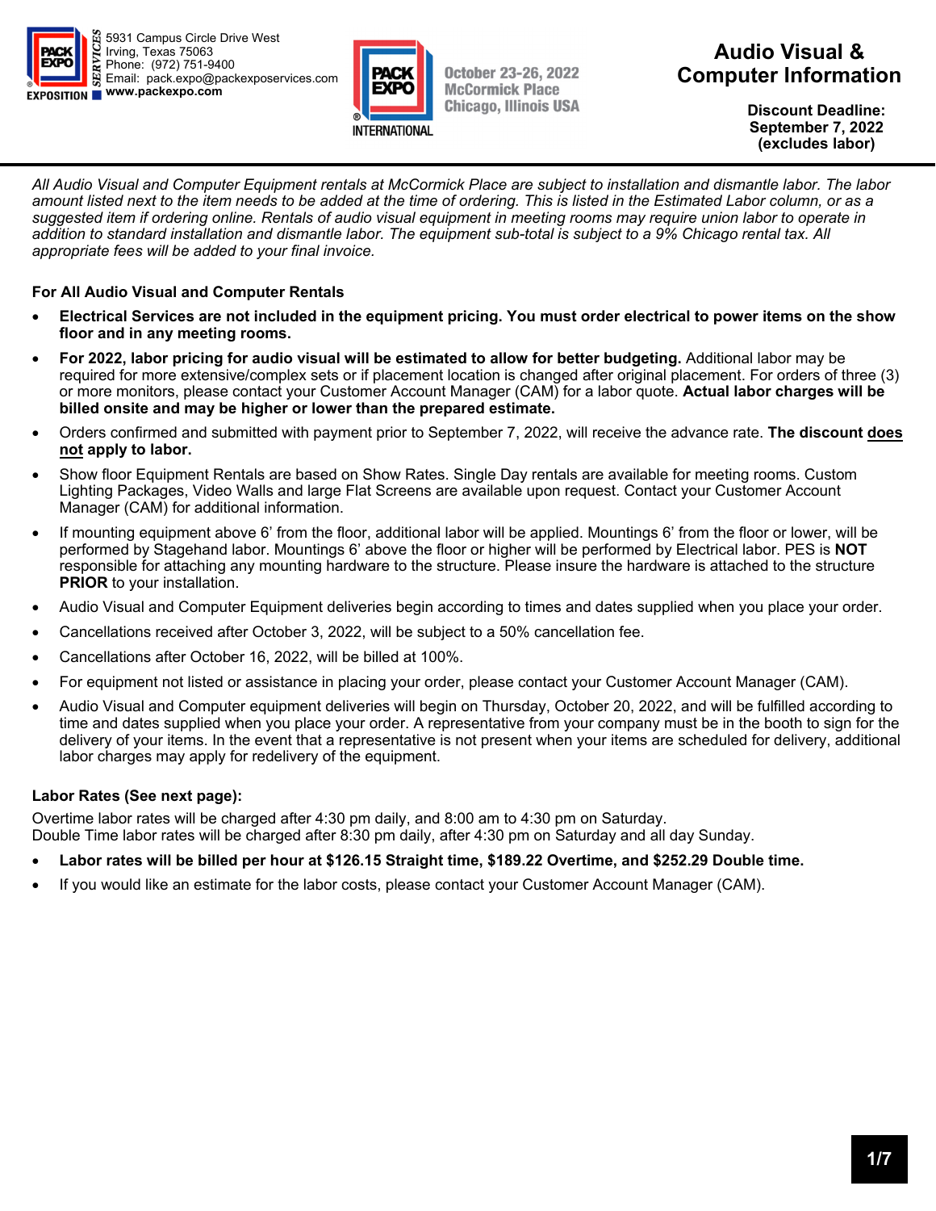PACK EXPO SERVICES
5931 Campus Circle Drive West
Irving, Texas 75063
Phone: (972) 751-9400
Email: pack.expo@packexposervices.com
www.packexpo.com

PACK EXPO INTERNATIONAL
October 23-26, 2022
McCormick Place
Chicago, Illinois USA

# Audio Visual & Computer Information

**Discount Deadline: September 7, 2022 (excludes labor)**

*All Audio Visual and Computer Equipment rentals at McCormick Place are subject to installation and dismantle labor. The labor amount listed next to the item needs to be added at the time of ordering. This is listed in the Estimated Labor column, or as a suggested item if ordering online. Rentals of audio visual equipment in meeting rooms may require union labor to operate in addition to standard installation and dismantle labor. The equipment sub-total is subject to a 9% Chicago rental tax. All appropriate fees will be added to your final invoice.*

### For All Audio Visual and Computer Rentals

- **Electrical Services are not included in the equipment pricing. You must order electrical to power items on the show floor and in any meeting rooms.**
- **For 2022, labor pricing for audio visual will be estimated to allow for better budgeting.** Additional labor may be required for more extensive/complex sets or if placement location is changed after original placement. For orders of three (3) or more monitors, please contact your Customer Account Manager (CAM) for a labor quote. **Actual labor charges will be billed onsite and may be higher or lower than the prepared estimate.**
- Orders confirmed and submitted with payment prior to September 7, 2022, will receive the advance rate. **The discount does not apply to labor.**
- Show floor Equipment Rentals are based on Show Rates. Single Day rentals are available for meeting rooms. Custom Lighting Packages, Video Walls and large Flat Screens are available upon request. Contact your Customer Account Manager (CAM) for additional information.
- If mounting equipment above 6' from the floor, additional labor will be applied. Mountings 6' from the floor or lower, will be performed by Stagehand labor. Mountings 6' above the floor or higher will be performed by Electrical labor. PES is **NOT** responsible for attaching any mounting hardware to the structure. Please insure the hardware is attached to the structure **PRIOR** to your installation.
- Audio Visual and Computer Equipment deliveries begin according to times and dates supplied when you place your order.
- Cancellations received after October 3, 2022, will be subject to a 50% cancellation fee.
- Cancellations after October 16, 2022, will be billed at 100%.
- For equipment not listed or assistance in placing your order, please contact your Customer Account Manager (CAM).
- Audio Visual and Computer equipment deliveries will begin on Thursday, October 20, 2022, and will be fulfilled according to time and dates supplied when you place your order. A representative from your company must be in the booth to sign for the delivery of your items. In the event that a representative is not present when your items are scheduled for delivery, additional labor charges may apply for redelivery of the equipment.

### Labor Rates (See next page):

Overtime labor rates will be charged after 4:30 pm daily, and 8:00 am to 4:30 pm on Saturday.
Double Time labor rates will be charged after 8:30 pm daily, after 4:30 pm on Saturday and all day Sunday.

- **Labor rates will be billed per hour at $126.15 Straight time, $189.22 Overtime, and $252.29 Double time.**
- If you would like an estimate for the labor costs, please contact your Customer Account Manager (CAM).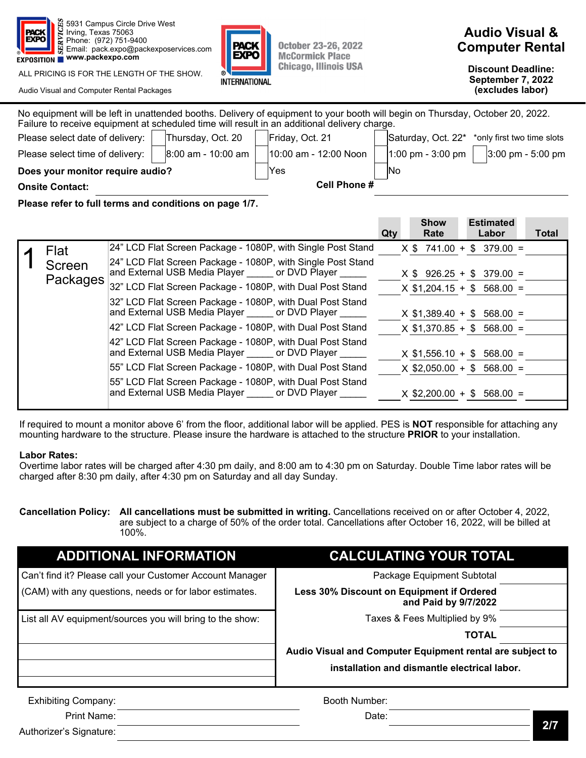5931 Campus Circle Drive West
Irving, Texas 75063
Phone: (972) 751-9400
Email: pack.expo@packexposervices.com
www.packexpo.com

ALL PRICING IS FOR THE LENGTH OF THE SHOW.

Audio Visual and Computer Rental Packages

October 23-26, 2022
McCormick Place
Chicago, Illinois USA

# Audio Visual & Computer Rental

**Discount Deadline: September 7, 2022 (excludes labor)**

No equipment will be left in unattended booths. Delivery of equipment to your booth will begin on Thursday, October 20, 2022. Failure to receive equipment at scheduled time will result in an additional delivery charge.

Please select date of delivery: ☐ Thursday, Oct. 20 ☐ Friday, Oct. 21 ☐ Saturday, Oct. 22* *only first two time slots

Please select time of delivery: ☐ 8:00 am - 10:00 am ☐ 10:00 am - 12:00 Noon ☐ 1:00 pm - 3:00 pm ☐ 3:00 pm - 5:00 pm

**Does your monitor require audio?** ☐ Yes ☐ No

**Onsite Contact:** ______________________ **Cell Phone #** ______________________

**Please refer to full terms and conditions on page 1/7.**

| | | Qty | Show Rate | Estimated Labor | Total |
|---|---|---|---|---|---|
| 1 Flat Screen Packages | 24” LCD Flat Screen Package - 1080P, with Single Post Stand | | X $ 741.00 + | $ 379.00 = | |
| | 24” LCD Flat Screen Package - 1080P, with Single Post Stand and External USB Media Player _____ or DVD Player _____ | | X $ 926.25 + | $ 379.00 = | |
| | 32” LCD Flat Screen Package - 1080P, with Dual Post Stand | | X $1,204.15 + | $ 568.00 = | |
| | 32” LCD Flat Screen Package - 1080P, with Dual Post Stand and External USB Media Player _____ or DVD Player _____ | | X $1,389.40 + | $ 568.00 = | |
| | 42” LCD Flat Screen Package - 1080P, with Dual Post Stand | | X $1,370.85 + | $ 568.00 = | |
| | 42” LCD Flat Screen Package - 1080P, with Dual Post Stand and External USB Media Player _____ or DVD Player _____ | | X $1,556.10 + | $ 568.00 = | |
| | 55” LCD Flat Screen Package - 1080P, with Dual Post Stand | | X $2,050.00 + | $ 568.00 = | |
| | 55” LCD Flat Screen Package - 1080P, with Dual Post Stand and External USB Media Player _____ or DVD Player _____ | | X $2,200.00 + | $ 568.00 = | |

If required to mount a monitor above 6’ from the floor, additional labor will be applied. PES is **NOT** responsible for attaching any mounting hardware to the structure. Please insure the hardware is attached to the structure **PRIOR** to your installation.

**Labor Rates:**
Overtime labor rates will be charged after 4:30 pm daily, and 8:00 am to 4:30 pm on Saturday. Double Time labor rates will be charged after 8:30 pm daily, after 4:30 pm on Saturday and all day Sunday.

**Cancellation Policy:** **All cancellations must be submitted in writing.** Cancellations received on or after October 4, 2022, are subject to a charge of 50% of the order total. Cancellations after October 16, 2022, will be billed at 100%.

## ADDITIONAL INFORMATION

Can’t find it? Please call your Customer Account Manager (CAM) with any questions, needs or for labor estimates.

List all AV equipment/sources you will bring to the show:

______________________

______________________

______________________

## CALCULATING YOUR TOTAL

| | |
|---|---|
| Package Equipment Subtotal | |
| **Less 30% Discount on Equipment if Ordered and Paid by 9/7/2022** | |
| Taxes & Fees Multiplied by 9% | |
| **TOTAL** | |

**Audio Visual and Computer Equipment rental are subject to installation and dismantle electrical labor.**

Exhibiting Company: ______________________ Booth Number: ______________________

Print Name: ______________________ Date: ______________________

Authorizer’s Signature: ______________________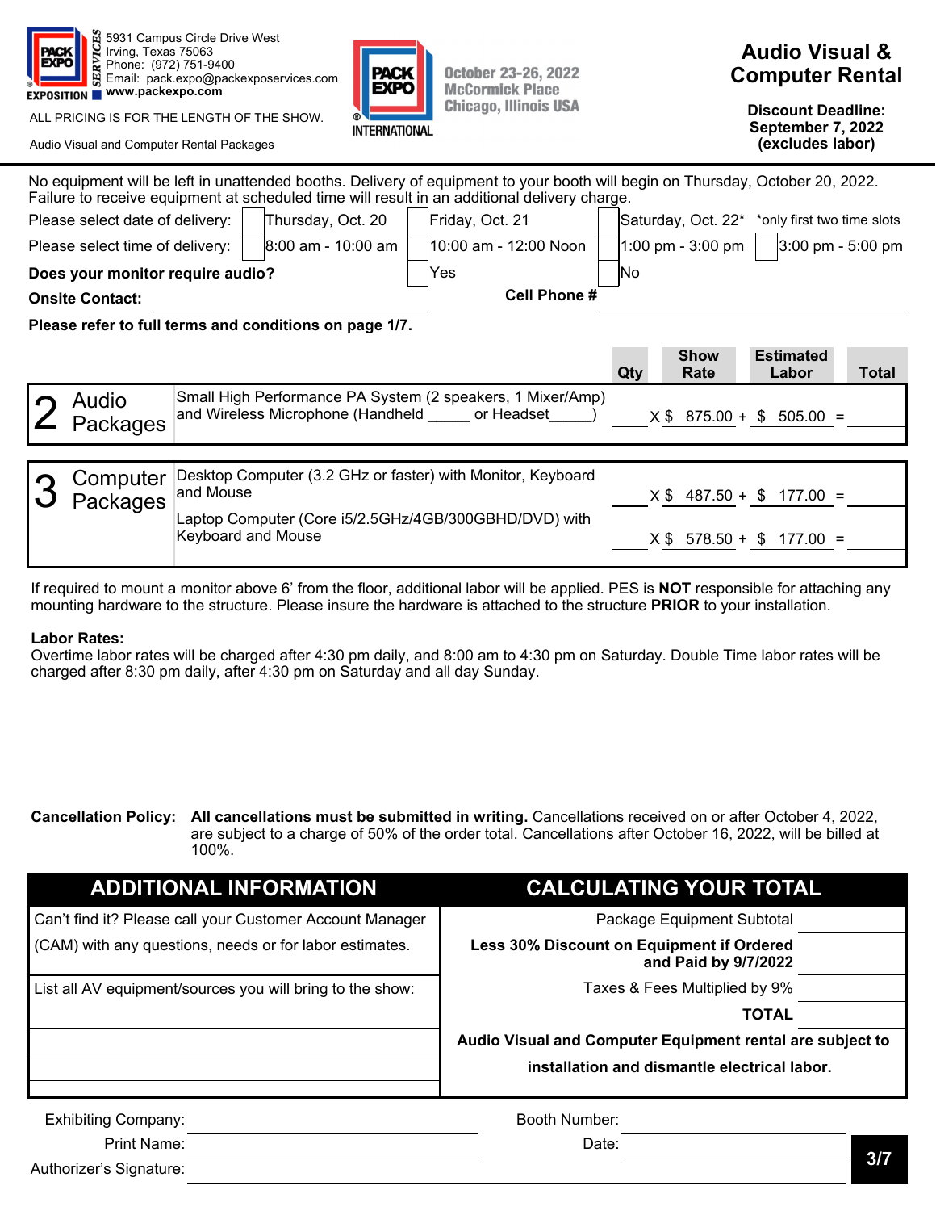5931 Campus Circle Drive West
Irving, Texas 75063
Phone: (972) 751-9400
Email: pack.expo@packexposervices.com
www.packexpo.com

ALL PRICING IS FOR THE LENGTH OF THE SHOW.

Audio Visual and Computer Rental Packages

October 23-26, 2022
McCormick Place
Chicago, Illinois USA

# Audio Visual & Computer Rental

**Discount Deadline: September 7, 2022 (excludes labor)**

No equipment will be left in unattended booths. Delivery of equipment to your booth will begin on Thursday, October 20, 2022. Failure to receive equipment at scheduled time will result in an additional delivery charge.

Please select date of delivery: ☐ Thursday, Oct. 20 ☐ Friday, Oct. 21 ☐ Saturday, Oct. 22* *only first two time slots

Please select time of delivery: ☐ 8:00 am - 10:00 am ☐ 10:00 am - 12:00 Noon ☐ 1:00 pm - 3:00 pm ☐ 3:00 pm - 5:00 pm

**Does your monitor require audio?** ☐ Yes ☐ No

**Onsite Contact:** ____________________ **Cell Phone #** ____________________

**Please refer to full terms and conditions on page 1/7.**

| | Item | Qty | Show Rate | Estimated Labor | Total |
|---|---|---|---|---|---|
| 2 Audio Packages | Small High Performance PA System (2 speakers, 1 Mixer/Amp) and Wireless Microphone (Handheld _____ or Headset_____) | | X $ 875.00 | + $ 505.00 | = |
| 3 Computer Packages | Desktop Computer (3.2 GHz or faster) with Monitor, Keyboard and Mouse | | X $ 487.50 | + $ 177.00 | = |
| | Laptop Computer (Core i5/2.5GHz/4GB/300GBHD/DVD) with Keyboard and Mouse | | X $ 578.50 | + $ 177.00 | = |

If required to mount a monitor above 6' from the floor, additional labor will be applied. PES is **NOT** responsible for attaching any mounting hardware to the structure. Please insure the hardware is attached to the structure **PRIOR** to your installation.

**Labor Rates:**
Overtime labor rates will be charged after 4:30 pm daily, and 8:00 am to 4:30 pm on Saturday. Double Time labor rates will be charged after 8:30 pm daily, after 4:30 pm on Saturday and all day Sunday.

**Cancellation Policy:** **All cancellations must be submitted in writing.** Cancellations received on or after October 4, 2022, are subject to a charge of 50% of the order total. Cancellations after October 16, 2022, will be billed at 100%.

## ADDITIONAL INFORMATION

Can't find it? Please call your Customer Account Manager (CAM) with any questions, needs or for labor estimates.

List all AV equipment/sources you will bring to the show:

## CALCULATING YOUR TOTAL

| | |
|---|---|
| Package Equipment Subtotal | |
| **Less 30% Discount on Equipment if Ordered and Paid by 9/7/2022** | |
| Taxes & Fees Multiplied by 9% | |
| **TOTAL** | |

**Audio Visual and Computer Equipment rental are subject to installation and dismantle electrical labor.**

Exhibiting Company: ____________________ Booth Number: ____________________

Print Name: ____________________ Date: ____________________

Authorizer's Signature: ____________________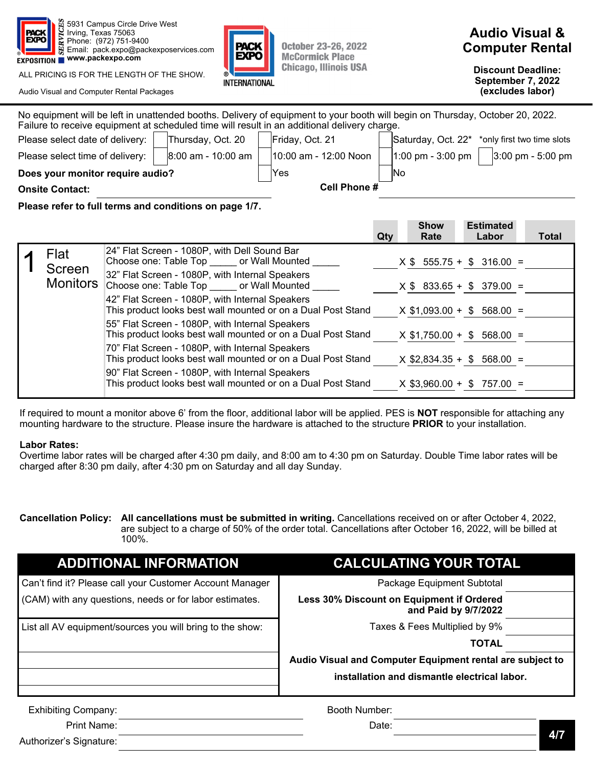5931 Campus Circle Drive West
Irving, Texas 75063
Phone: (972) 751-9400
Email: pack.expo@packexposervices.com
www.packexpo.com

ALL PRICING IS FOR THE LENGTH OF THE SHOW.

Audio Visual and Computer Rental Packages

October 23-26, 2022
McCormick Place
Chicago, Illinois USA

# Audio Visual & Computer Rental

**Discount Deadline: September 7, 2022 (excludes labor)**

No equipment will be left in unattended booths. Delivery of equipment to your booth will begin on Thursday, October 20, 2022. Failure to receive equipment at scheduled time will result in an additional delivery charge.

Please select date of delivery: ☐ Thursday, Oct. 20 ☐ Friday, Oct. 21 ☐ Saturday, Oct. 22* *only first two time slots

Please select time of delivery: ☐ 8:00 am - 10:00 am ☐ 10:00 am - 12:00 Noon ☐ 1:00 pm - 3:00 pm ☐ 3:00 pm - 5:00 pm

**Does your monitor require audio?** ☐ Yes ☐ No

**Onsite Contact:** ________________ **Cell Phone #** ________________

**Please refer to full terms and conditions on page 1/7.**

| | | Qty | Show Rate | Estimated Labor | Total |
|---|---|---|---|---|---|
| 1 Flat Screen Monitors | 24" Flat Screen - 1080P, with Dell Sound Bar<br>Choose one: Table Top _____ or Wall Mounted _____ | | X $ 555.75 + | $ 316.00 = | |
| | 32" Flat Screen - 1080P, with Internal Speakers<br>Choose one: Table Top _____ or Wall Mounted _____ | | X $ 833.65 + | $ 379.00 = | |
| | 42" Flat Screen - 1080P, with Internal Speakers<br>This product looks best wall mounted or on a Dual Post Stand | | X $1,093.00 + | $ 568.00 = | |
| | 55" Flat Screen - 1080P, with Internal Speakers<br>This product looks best wall mounted or on a Dual Post Stand | | X $1,750.00 + | $ 568.00 = | |
| | 70" Flat Screen - 1080P, with Internal Speakers<br>This product looks best wall mounted or on a Dual Post Stand | | X $2,834.35 + | $ 568.00 = | |
| | 90" Flat Screen - 1080P, with Internal Speakers<br>This product looks best wall mounted or on a Dual Post Stand | | X $3,960.00 + | $ 757.00 = | |

If required to mount a monitor above 6' from the floor, additional labor will be applied. PES is **NOT** responsible for attaching any mounting hardware to the structure. Please insure the hardware is attached to the structure **PRIOR** to your installation.

**Labor Rates:**
Overtime labor rates will be charged after 4:30 pm daily, and 8:00 am to 4:30 pm on Saturday. Double Time labor rates will be charged after 8:30 pm daily, after 4:30 pm on Saturday and all day Sunday.

**Cancellation Policy:** **All cancellations must be submitted in writing.** Cancellations received on or after October 4, 2022, are subject to a charge of 50% of the order total. Cancellations after October 16, 2022, will be billed at 100%.

## ADDITIONAL INFORMATION

Can't find it? Please call your Customer Account Manager (CAM) with any questions, needs or for labor estimates.

List all AV equipment/sources you will bring to the show:

## CALCULATING YOUR TOTAL

| | |
|---|---|
| Package Equipment Subtotal | |
| **Less 30% Discount on Equipment if Ordered and Paid by 9/7/2022** | |
| Taxes & Fees Multiplied by 9% | |
| **TOTAL** | |

**Audio Visual and Computer Equipment rental are subject to installation and dismantle electrical labor.**

Exhibiting Company: ________________ Booth Number: ________________

Print Name: ________________ Date: ________________

Authorizer's Signature: ________________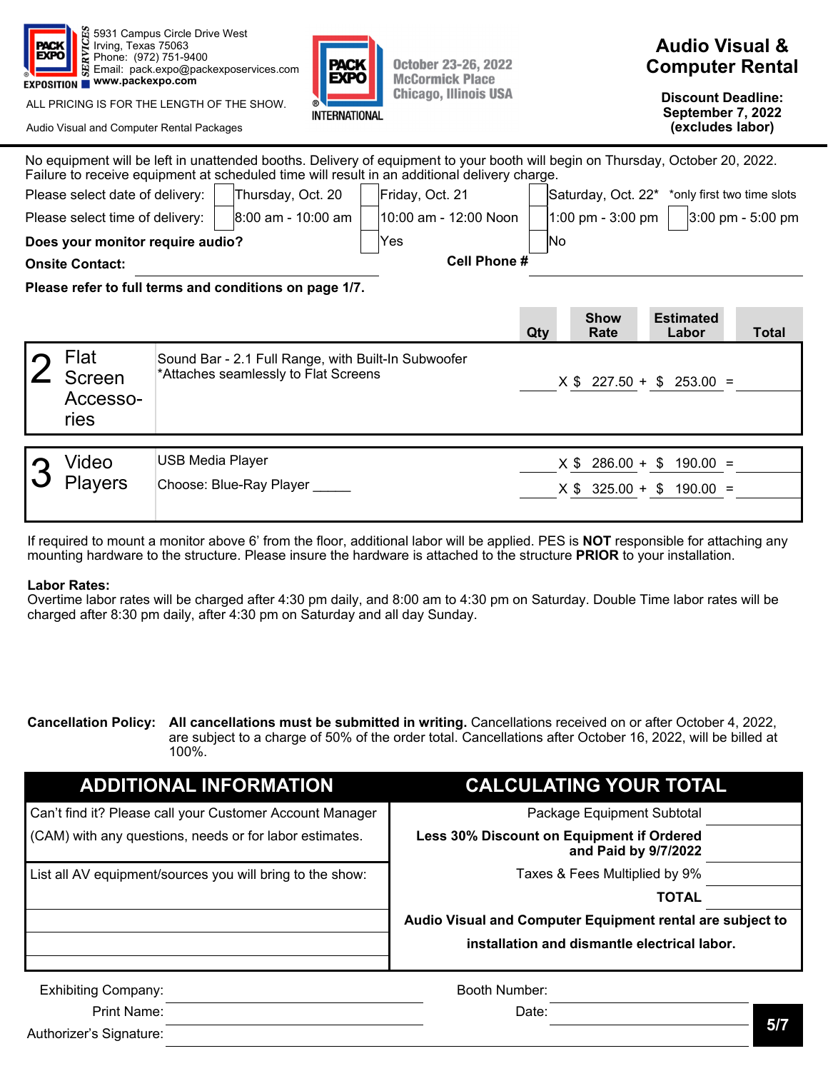5931 Campus Circle Drive West
Irving, Texas 75063
Phone: (972) 751-9400
Email: pack.expo@packexposervices.com
www.packexpo.com

ALL PRICING IS FOR THE LENGTH OF THE SHOW.

Audio Visual and Computer Rental Packages

October 23-26, 2022
McCormick Place
Chicago, Illinois USA

# Audio Visual & Computer Rental

**Discount Deadline: September 7, 2022 (excludes labor)**

No equipment will be left in unattended booths. Delivery of equipment to your booth will begin on Thursday, October 20, 2022. Failure to receive equipment at scheduled time will result in an additional delivery charge.

Please select date of delivery: ☐ Thursday, Oct. 20 ☐ Friday, Oct. 21 ☐ Saturday, Oct. 22* *only first two time slots

Please select time of delivery: ☐ 8:00 am - 10:00 am ☐ 10:00 am - 12:00 Noon ☐ 1:00 pm - 3:00 pm ☐ 3:00 pm - 5:00 pm

**Does your monitor require audio?** ☐ Yes ☐ No

**Onsite Contact:** ____________________ **Cell Phone #** ____________________

**Please refer to full terms and conditions on page 1/7.**

| | Item | Qty | Show Rate | Estimated Labor | Total |
|---|---|---|---|---|---|
| 2 Flat Screen Accessories | Sound Bar - 2.1 Full Range, with Built-In Subwoofer *Attaches seamlessly to Flat Screens | ____ X | $ 227.50 + | $ 253.00 = | ____ |
| 3 Video Players | USB Media Player | ____ X | $ 286.00 + | $ 190.00 = | ____ |
| | Choose: Blue-Ray Player _____ | ____ X | $ 325.00 + | $ 190.00 = | ____ |

If required to mount a monitor above 6' from the floor, additional labor will be applied. PES is **NOT** responsible for attaching any mounting hardware to the structure. Please insure the hardware is attached to the structure **PRIOR** to your installation.

**Labor Rates:**
Overtime labor rates will be charged after 4:30 pm daily, and 8:00 am to 4:30 pm on Saturday. Double Time labor rates will be charged after 8:30 pm daily, after 4:30 pm on Saturday and all day Sunday.

**Cancellation Policy:** **All cancellations must be submitted in writing.** Cancellations received on or after October 4, 2022, are subject to a charge of 50% of the order total. Cancellations after October 16, 2022, will be billed at 100%.

## ADDITIONAL INFORMATION

Can't find it? Please call your Customer Account Manager (CAM) with any questions, needs or for labor estimates.

List all AV equipment/sources you will bring to the show:

## CALCULATING YOUR TOTAL

| | |
|---|---|
| Package Equipment Subtotal | |
| **Less 30% Discount on Equipment if Ordered and Paid by 9/7/2022** | |
| Taxes & Fees Multiplied by 9% | |
| **TOTAL** | |

**Audio Visual and Computer Equipment rental are subject to installation and dismantle electrical labor.**

Exhibiting Company: ____________________ Booth Number: ____________________

Print Name: ____________________ Date: ____________________

Authorizer's Signature: ____________________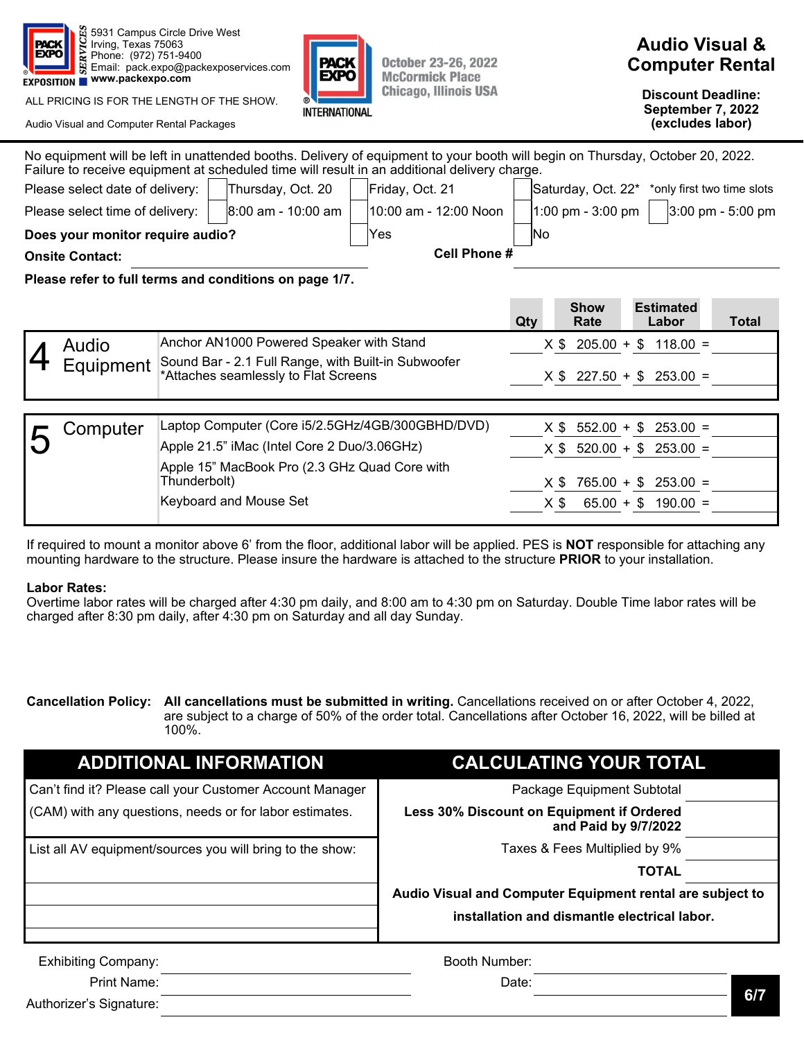5931 Campus Circle Drive West
Irving, Texas 75063
Phone: (972) 751-9400
Email: pack.expo@packexposervices.com
www.packexpo.com

ALL PRICING IS FOR THE LENGTH OF THE SHOW.

Audio Visual and Computer Rental Packages

October 23-26, 2022
McCormick Place
Chicago, Illinois USA

# Audio Visual & Computer Rental

**Discount Deadline: September 7, 2022 (excludes labor)**

No equipment will be left in unattended booths. Delivery of equipment to your booth will begin on Thursday, October 20, 2022. Failure to receive equipment at scheduled time will result in an additional delivery charge.

Please select date of delivery: ☐ Thursday, Oct. 20 ☐ Friday, Oct. 21 ☐ Saturday, Oct. 22* *only first two time slots

Please select time of delivery: ☐ 8:00 am - 10:00 am ☐ 10:00 am - 12:00 Noon ☐ 1:00 pm - 3:00 pm ☐ 3:00 pm - 5:00 pm

**Does your monitor require audio?** ☐ Yes ☐ No

**Onsite Contact:** ______________ **Cell Phone #** ______________

**Please refer to full terms and conditions on page 1/7.**

| | | Qty | | Show Rate | | Estimated Labor | | Total |
|---|---|---|---|---|---|---|---|---|
| 4 Audio Equipment | Anchor AN1000 Powered Speaker with Stand | | X | $ 205.00 | + | $ 118.00 | = | |
| | Sound Bar - 2.1 Full Range, with Built-in Subwoofer *Attaches seamlessly to Flat Screens | | X | $ 227.50 | + | $ 253.00 | = | |
| 5 Computer | Laptop Computer (Core i5/2.5GHz/4GB/300GBHD/DVD) | | X | $ 552.00 | + | $ 253.00 | = | |
| | Apple 21.5” iMac (Intel Core 2 Duo/3.06GHz) | | X | $ 520.00 | + | $ 253.00 | = | |
| | Apple 15” MacBook Pro (2.3 GHz Quad Core with Thunderbolt) | | X | $ 765.00 | + | $ 253.00 | = | |
| | Keyboard and Mouse Set | | X | $ 65.00 | + | $ 190.00 | = | |

If required to mount a monitor above 6’ from the floor, additional labor will be applied. PES is **NOT** responsible for attaching any mounting hardware to the structure. Please insure the hardware is attached to the structure **PRIOR** to your installation.

**Labor Rates:**
Overtime labor rates will be charged after 4:30 pm daily, and 8:00 am to 4:30 pm on Saturday. Double Time labor rates will be charged after 8:30 pm daily, after 4:30 pm on Saturday and all day Sunday.

**Cancellation Policy:** **All cancellations must be submitted in writing.** Cancellations received on or after October 4, 2022, are subject to a charge of 50% of the order total. Cancellations after October 16, 2022, will be billed at 100%.

## ADDITIONAL INFORMATION

Can’t find it? Please call your Customer Account Manager (CAM) with any questions, needs or for labor estimates.

List all AV equipment/sources you will bring to the show:

## CALCULATING YOUR TOTAL

| | |
|---|---|
| Package Equipment Subtotal | |
| **Less 30% Discount on Equipment if Ordered and Paid by 9/7/2022** | |
| Taxes & Fees Multiplied by 9% | |
| **TOTAL** | |

**Audio Visual and Computer Equipment rental are subject to installation and dismantle electrical labor.**

Exhibiting Company: ______________ Booth Number: ______________

Print Name: ______________ Date: ______________

Authorizer’s Signature: ______________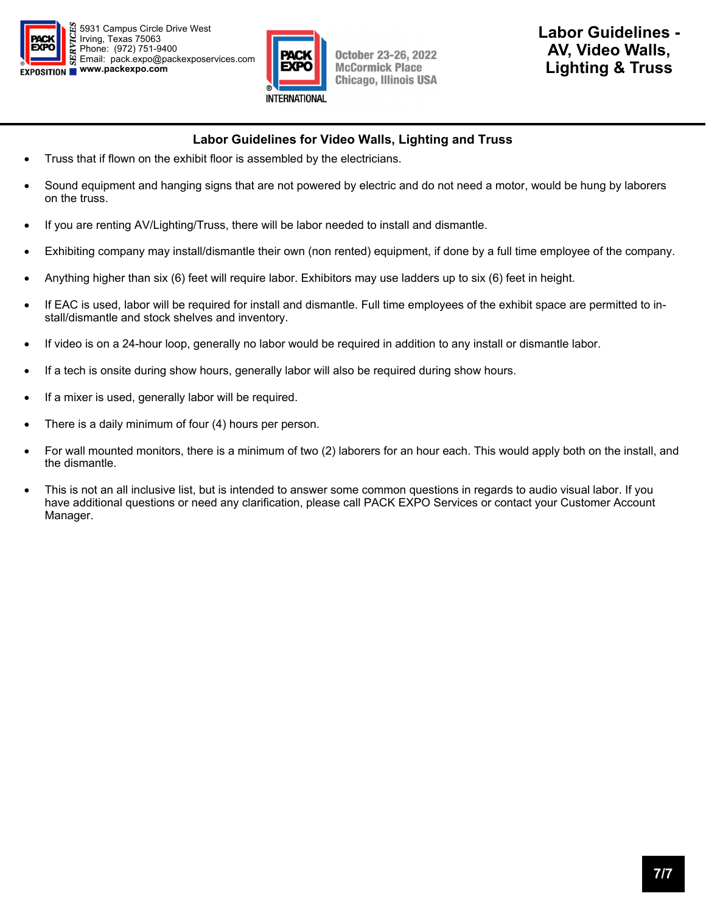5931 Campus Circle Drive West
Irving, Texas 75063
Phone: (972) 751-9400
Email: pack.expo@packexposervices.com
**www.packexpo.com**

October 23-26, 2022
McCormick Place
Chicago, Illinois USA

# Labor Guidelines - AV, Video Walls, Lighting & Truss

## Labor Guidelines for Video Walls, Lighting and Truss

- Truss that if flown on the exhibit floor is assembled by the electricians.
- Sound equipment and hanging signs that are not powered by electric and do not need a motor, would be hung by laborers on the truss.
- If you are renting AV/Lighting/Truss, there will be labor needed to install and dismantle.
- Exhibiting company may install/dismantle their own (non rented) equipment, if done by a full time employee of the company.
- Anything higher than six (6) feet will require labor. Exhibitors may use ladders up to six (6) feet in height.
- If EAC is used, labor will be required for install and dismantle. Full time employees of the exhibit space are permitted to install/dismantle and stock shelves and inventory.
- If video is on a 24-hour loop, generally no labor would be required in addition to any install or dismantle labor.
- If a tech is onsite during show hours, generally labor will also be required during show hours.
- If a mixer is used, generally labor will be required.
- There is a daily minimum of four (4) hours per person.
- For wall mounted monitors, there is a minimum of two (2) laborers for an hour each. This would apply both on the install, and the dismantle.
- This is not an all inclusive list, but is intended to answer some common questions in regards to audio visual labor. If you have additional questions or need any clarification, please call PACK EXPO Services or contact your Customer Account Manager.